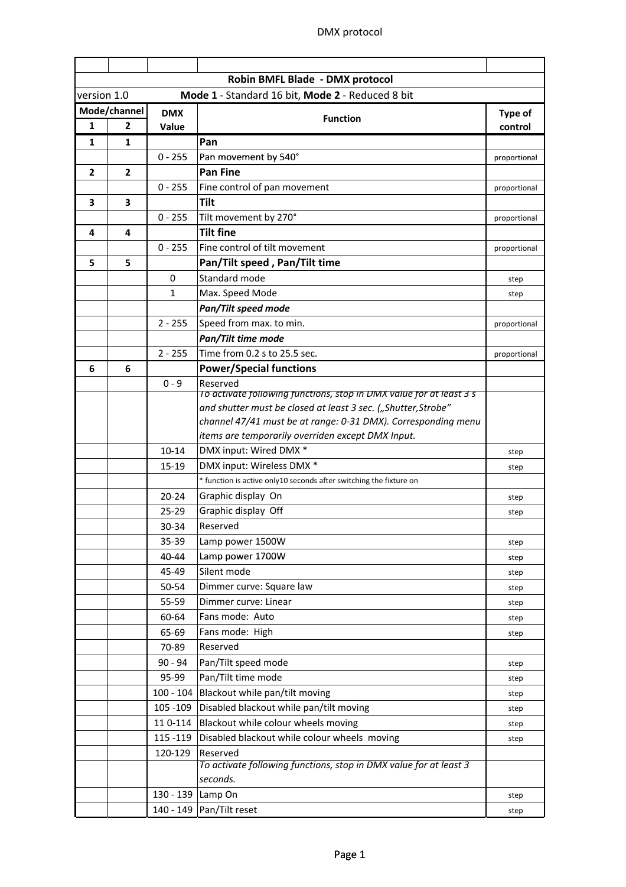| Mode/channel | | DMX Value | Function | Type of control |
|---|---|---|---|---|
| **1** | **2** | | | |
| **Robin BMFL Blade - DMX protocol** | | | | |
| version 1.0 | | | **Mode 1** - Standard 16 bit, **Mode 2** - Reduced 8 bit | |
| **1** | **1** | | **Pan** | |
| | | 0 - 255 | Pan movement by 540° | proportional |
| **2** | **2** | | **Pan Fine** | |
| | | 0 - 255 | Fine control of pan movement | proportional |
| **3** | **3** | | **Tilt** | |
| | | 0 - 255 | Tilt movement by 270° | proportional |
| **4** | **4** | | **Tilt fine** | |
| | | 0 - 255 | Fine control of tilt movement | proportional |
| **5** | **5** | | **Pan/Tilt speed , Pan/Tilt time** | |
| | | 0 | Standard mode | step |
| | | 1 | Max. Speed Mode | step |
| | | | ***Pan/Tilt speed mode*** | |
| | | 2 - 255 | Speed from max. to min. | proportional |
| | | | ***Pan/Tilt time mode*** | |
| | | 2 - 255 | Time from 0.2 s to 25.5 sec. | proportional |
| **6** | **6** | | **Power/Special functions** | |
| | | 0 - 9 | Reserved | |
| | | | *To activate following functions, stop in DMX value for at least 3 s and shutter must be closed at least 3 sec. („Shutter,Strobe" channel 47/41 must be at range: 0-31 DMX). Corresponding menu items are temporarily overriden except DMX Input.* | |
| | | 10-14 | DMX input: Wired DMX * | step |
| | | 15-19 | DMX input: Wireless DMX * | step |
| | | | * function is active only10 seconds after switching the fixture on | |
| | | 20-24 | Graphic display On | step |
| | | 25-29 | Graphic display Off | step |
| | | 30-34 | Reserved | |
| | | 35-39 | Lamp power 1500W | step |
| | | 40-44 | Lamp power 1700W | step |
| | | 45-49 | Silent mode | step |
| | | 50-54 | Dimmer curve: Square law | step |
| | | 55-59 | Dimmer curve: Linear | step |
| | | 60-64 | Fans mode: Auto | step |
| | | 65-69 | Fans mode: High | step |
| | | 70-89 | Reserved | |
| | | 90 - 94 | Pan/Tilt speed mode | step |
| | | 95-99 | Pan/Tilt time mode | step |
| | | 100 - 104 | Blackout while pan/tilt moving | step |
| | | 105 -109 | Disabled blackout while pan/tilt moving | step |
| | | 11 0-114 | Blackout while colour wheels moving | step |
| | | 115 -119 | Disabled blackout while colour wheels moving | step |
| | | 120-129 | Reserved | |
| | | | *To activate following functions, stop in DMX value for at least 3 seconds.* | |
| | | 130 - 139 | Lamp On | step |
| | | 140 - 149 | Pan/Tilt reset | step |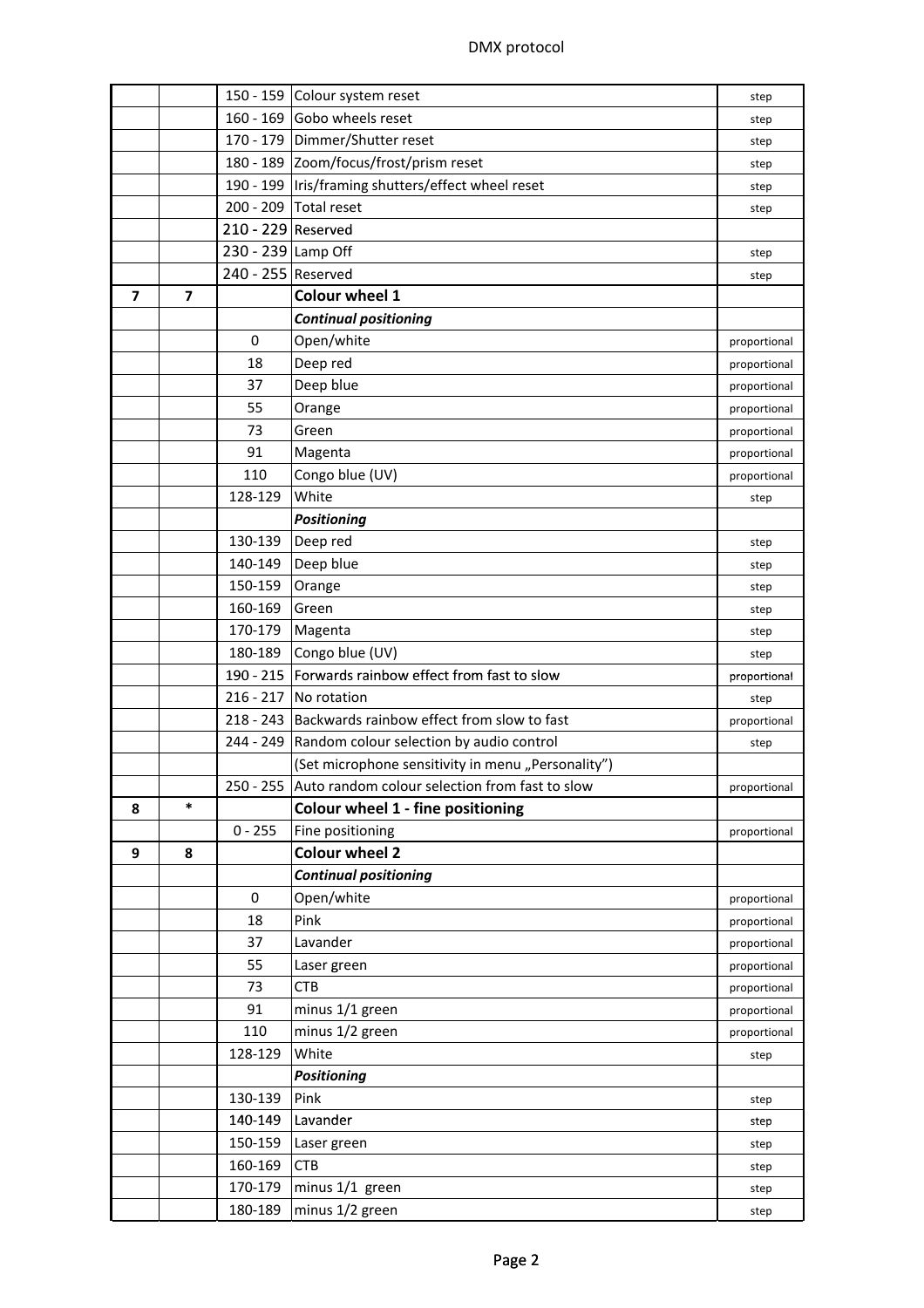| | | | | |
|---|---|---|---|---|
| | | 150 - 159 | Colour system reset | step |
| | | 160 - 169 | Gobo wheels reset | step |
| | | 170 - 179 | Dimmer/Shutter reset | step |
| | | 180 - 189 | Zoom/focus/frost/prism reset | step |
| | | 190 - 199 | Iris/framing shutters/effect wheel reset | step |
| | | 200 - 209 | Total reset | step |
| | | 210 - 229 | Reserved | |
| | | 230 - 239 | Lamp Off | step |
| | | 240 - 255 | Reserved | step |
| **7** | **7** | | **Colour wheel 1** | |
| | | | ***Continual positioning*** | |
| | | 0 | Open/white | proportional |
| | | 18 | Deep red | proportional |
| | | 37 | Deep blue | proportional |
| | | 55 | Orange | proportional |
| | | 73 | Green | proportional |
| | | 91 | Magenta | proportional |
| | | 110 | Congo blue (UV) | proportional |
| | | 128-129 | White | step |
| | | | ***Positioning*** | |
| | | 130-139 | Deep red | step |
| | | 140-149 | Deep blue | step |
| | | 150-159 | Orange | step |
| | | 160-169 | Green | step |
| | | 170-179 | Magenta | step |
| | | 180-189 | Congo blue (UV) | step |
| | | 190 - 215 | Forwards rainbow effect from fast to slow | proportional |
| | | 216 - 217 | No rotation | step |
| | | 218 - 243 | Backwards rainbow effect from slow to fast | proportional |
| | | 244 - 249 | Random colour selection by audio control | step |
| | | | (Set microphone sensitivity in menu „Personality") | |
| | | 250 - 255 | Auto random colour selection from fast to slow | proportional |
| **8** | * | | **Colour wheel 1 - fine positioning** | |
| | | 0 - 255 | Fine positioning | proportional |
| **9** | **8** | | **Colour wheel 2** | |
| | | | ***Continual positioning*** | |
| | | 0 | Open/white | proportional |
| | | 18 | Pink | proportional |
| | | 37 | Lavander | proportional |
| | | 55 | Laser green | proportional |
| | | 73 | CTB | proportional |
| | | 91 | minus 1/1 green | proportional |
| | | 110 | minus 1/2 green | proportional |
| | | 128-129 | White | step |
| | | | ***Positioning*** | |
| | | 130-139 | Pink | step |
| | | 140-149 | Lavander | step |
| | | 150-159 | Laser green | step |
| | | 160-169 | CTB | step |
| | | 170-179 | minus 1/1 green | step |
| | | 180-189 | minus 1/2 green | step |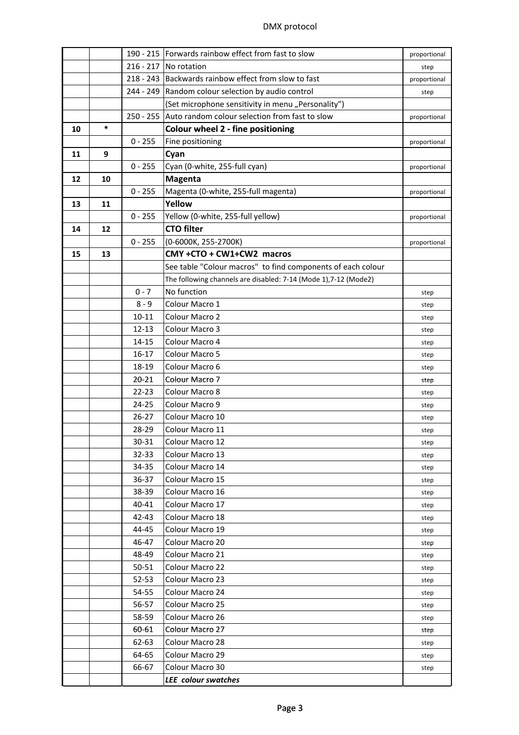| | | | | |
|---|---|---|---|---|
| | | 190 - 215 | Forwards rainbow effect from fast to slow | proportional |
| | | 216 - 217 | No rotation | step |
| | | 218 - 243 | Backwards rainbow effect from slow to fast | proportional |
| | | 244 - 249 | Random colour selection by audio control | step |
| | | | (Set microphone sensitivity in menu „Personality") | |
| | | 250 - 255 | Auto random colour selection from fast to slow | proportional |
| **10** | * | | **Colour wheel 2 - fine positioning** | |
| | | 0 - 255 | Fine positioning | proportional |
| **11** | **9** | | **Cyan** | |
| | | 0 - 255 | Cyan (0-white, 255-full cyan) | proportional |
| **12** | **10** | | **Magenta** | |
| | | 0 - 255 | Magenta (0-white, 255-full magenta) | proportional |
| **13** | **11** | | **Yellow** | |
| | | 0 - 255 | Yellow (0-white, 255-full yellow) | proportional |
| **14** | **12** | | **CTO filter** | |
| | | 0 - 255 | (0-6000K, 255-2700K) | proportional |
| **15** | **13** | | **CMY +CTO + CW1+CW2 macros** | |
| | | | See table "Colour macros" to find components of each colour | |
| | | | The following channels are disabled: 7-14 (Mode 1),7-12 (Mode2) | |
| | | 0 - 7 | No function | step |
| | | 8 - 9 | Colour Macro 1 | step |
| | | 10-11 | Colour Macro 2 | step |
| | | 12-13 | Colour Macro 3 | step |
| | | 14-15 | Colour Macro 4 | step |
| | | 16-17 | Colour Macro 5 | step |
| | | 18-19 | Colour Macro 6 | step |
| | | 20-21 | Colour Macro 7 | step |
| | | 22-23 | Colour Macro 8 | step |
| | | 24-25 | Colour Macro 9 | step |
| | | 26-27 | Colour Macro 10 | step |
| | | 28-29 | Colour Macro 11 | step |
| | | 30-31 | Colour Macro 12 | step |
| | | 32-33 | Colour Macro 13 | step |
| | | 34-35 | Colour Macro 14 | step |
| | | 36-37 | Colour Macro 15 | step |
| | | 38-39 | Colour Macro 16 | step |
| | | 40-41 | Colour Macro 17 | step |
| | | 42-43 | Colour Macro 18 | step |
| | | 44-45 | Colour Macro 19 | step |
| | | 46-47 | Colour Macro 20 | step |
| | | 48-49 | Colour Macro 21 | step |
| | | 50-51 | Colour Macro 22 | step |
| | | 52-53 | Colour Macro 23 | step |
| | | 54-55 | Colour Macro 24 | step |
| | | 56-57 | Colour Macro 25 | step |
| | | 58-59 | Colour Macro 26 | step |
| | | 60-61 | Colour Macro 27 | step |
| | | 62-63 | Colour Macro 28 | step |
| | | 64-65 | Colour Macro 29 | step |
| | | 66-67 | Colour Macro 30 | step |
| | | | ***LEE colour swatches*** | |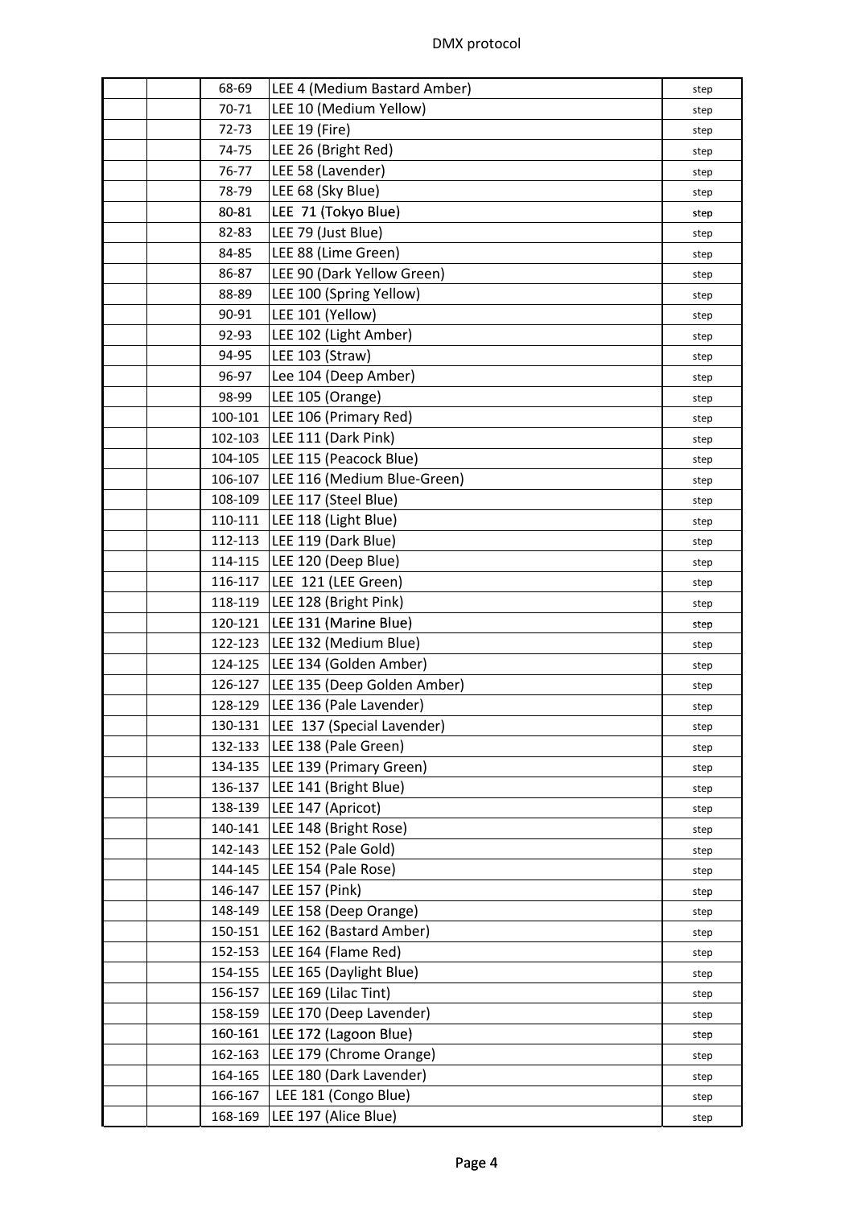|  |  |  |  |  |
|---|---|---|---|---|
|  |  | 68-69 | LEE 4 (Medium Bastard Amber) | step |
|  |  | 70-71 | LEE 10 (Medium Yellow) | step |
|  |  | 72-73 | LEE 19 (Fire) | step |
|  |  | 74-75 | LEE 26 (Bright Red) | step |
|  |  | 76-77 | LEE 58 (Lavender) | step |
|  |  | 78-79 | LEE 68 (Sky Blue) | step |
|  |  | 80-81 | LEE 71 (Tokyo Blue) | step |
|  |  | 82-83 | LEE 79 (Just Blue) | step |
|  |  | 84-85 | LEE 88 (Lime Green) | step |
|  |  | 86-87 | LEE 90 (Dark Yellow Green) | step |
|  |  | 88-89 | LEE 100 (Spring Yellow) | step |
|  |  | 90-91 | LEE 101 (Yellow) | step |
|  |  | 92-93 | LEE 102 (Light Amber) | step |
|  |  | 94-95 | LEE 103 (Straw) | step |
|  |  | 96-97 | Lee 104 (Deep Amber) | step |
|  |  | 98-99 | LEE 105 (Orange) | step |
|  |  | 100-101 | LEE 106 (Primary Red) | step |
|  |  | 102-103 | LEE 111 (Dark Pink) | step |
|  |  | 104-105 | LEE 115 (Peacock Blue) | step |
|  |  | 106-107 | LEE 116 (Medium Blue-Green) | step |
|  |  | 108-109 | LEE 117 (Steel Blue) | step |
|  |  | 110-111 | LEE 118 (Light Blue) | step |
|  |  | 112-113 | LEE 119 (Dark Blue) | step |
|  |  | 114-115 | LEE 120 (Deep Blue) | step |
|  |  | 116-117 | LEE 121 (LEE Green) | step |
|  |  | 118-119 | LEE 128 (Bright Pink) | step |
|  |  | 120-121 | LEE 131 (Marine Blue) | step |
|  |  | 122-123 | LEE 132 (Medium Blue) | step |
|  |  | 124-125 | LEE 134 (Golden Amber) | step |
|  |  | 126-127 | LEE 135 (Deep Golden Amber) | step |
|  |  | 128-129 | LEE 136 (Pale Lavender) | step |
|  |  | 130-131 | LEE 137 (Special Lavender) | step |
|  |  | 132-133 | LEE 138 (Pale Green) | step |
|  |  | 134-135 | LEE 139 (Primary Green) | step |
|  |  | 136-137 | LEE 141 (Bright Blue) | step |
|  |  | 138-139 | LEE 147 (Apricot) | step |
|  |  | 140-141 | LEE 148 (Bright Rose) | step |
|  |  | 142-143 | LEE 152 (Pale Gold) | step |
|  |  | 144-145 | LEE 154 (Pale Rose) | step |
|  |  | 146-147 | LEE 157 (Pink) | step |
|  |  | 148-149 | LEE 158 (Deep Orange) | step |
|  |  | 150-151 | LEE 162 (Bastard Amber) | step |
|  |  | 152-153 | LEE 164 (Flame Red) | step |
|  |  | 154-155 | LEE 165 (Daylight Blue) | step |
|  |  | 156-157 | LEE 169 (Lilac Tint) | step |
|  |  | 158-159 | LEE 170 (Deep Lavender) | step |
|  |  | 160-161 | LEE 172 (Lagoon Blue) | step |
|  |  | 162-163 | LEE 179 (Chrome Orange) | step |
|  |  | 164-165 | LEE 180 (Dark Lavender) | step |
|  |  | 166-167 | LEE 181 (Congo Blue) | step |
|  |  | 168-169 | LEE 197 (Alice Blue) | step |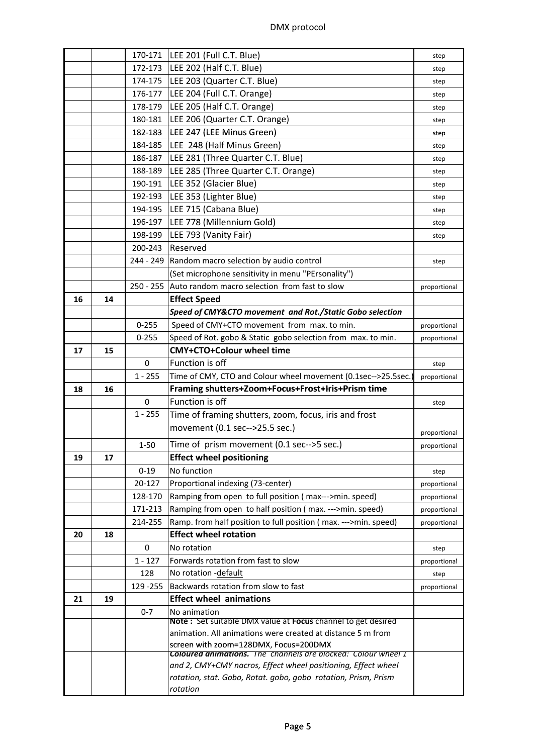| | | | | |
|---|---|---|---|---|
| | | 170-171 | LEE 201 (Full C.T. Blue) | step |
| | | 172-173 | LEE 202 (Half C.T. Blue) | step |
| | | 174-175 | LEE 203 (Quarter C.T. Blue) | step |
| | | 176-177 | LEE 204 (Full C.T. Orange) | step |
| | | 178-179 | LEE 205 (Half C.T. Orange) | step |
| | | 180-181 | LEE 206 (Quarter C.T. Orange) | step |
| | | 182-183 | LEE 247 (LEE Minus Green) | step |
| | | 184-185 | LEE 248 (Half Minus Green) | step |
| | | 186-187 | LEE 281 (Three Quarter C.T. Blue) | step |
| | | 188-189 | LEE 285 (Three Quarter C.T. Orange) | step |
| | | 190-191 | LEE 352 (Glacier Blue) | step |
| | | 192-193 | LEE 353 (Lighter Blue) | step |
| | | 194-195 | LEE 715 (Cabana Blue) | step |
| | | 196-197 | LEE 778 (Millennium Gold) | step |
| | | 198-199 | LEE 793 (Vanity Fair) | step |
| | | 200-243 | Reserved | |
| | | 244 - 249 | Random macro selection by audio control | step |
| | | | (Set microphone sensitivity in menu "PErsonality") | |
| | | 250 - 255 | Auto random macro selection from fast to slow | proportional |
| **16** | **14** | | **Effect Speed** | |
| | | | ***Speed of CMY&CTO movement and Rot./Static Gobo selection*** | |
| | | 0-255 | Speed of CMY+CTO movement from max. to min. | proportional |
| | | 0-255 | Speed of Rot. gobo & Static gobo selection from max. to min. | proportional |
| **17** | **15** | | **CMY+CTO+Colour wheel time** | |
| | | 0 | Function is off | step |
| | | 1 - 255 | Time of CMY, CTO and Colour wheel movement (0.1sec-->25.5sec.) | proportional |
| **18** | **16** | | **Framing shutters+Zoom+Focus+Frost+Iris+Prism time** | |
| | | 0 | Function is off | step |
| | | 1 - 255 | Time of framing shutters, zoom, focus, iris and frost movement (0.1 sec-->25.5 sec.) | proportional |
| | | 1-50 | Time of prism movement (0.1 sec-->5 sec.) | proportional |
| **19** | **17** | | **Effect wheel positioning** | |
| | | 0-19 | No function | step |
| | | 20-127 | Proportional indexing (73-center) | proportional |
| | | 128-170 | Ramping from open to full position ( max--->min. speed) | proportional |
| | | 171-213 | Ramping from open to half position ( max. --->min. speed) | proportional |
| | | 214-255 | Ramp. from half position to full position ( max. --->min. speed) | proportional |
| **20** | **18** | | **Effect wheel rotation** | |
| | | 0 | No rotation | step |
| | | 1 - 127 | Forwards rotation from fast to slow | proportional |
| | | 128 | No rotation -default | step |
| | | 129 -255 | Backwards rotation from slow to fast | proportional |
| **21** | **19** | | **Effect wheel animations** | |
| | | 0-7 | No animation | |
| | | | **Note :** Set suitable DMX value at **Focus** channel to get desired animation. All animations were created at distance 5 m from screen with zoom=128DMX, Focus=200DMX | |
| | | | ***Coloured animations.*** *The channels are blocked: Colour wheel 1 and 2, CMY+CMY nacros, Effect wheel positioning, Effect wheel rotation, stat. Gobo, Rotat. gobo, gobo rotation, Prism, Prism rotation* | |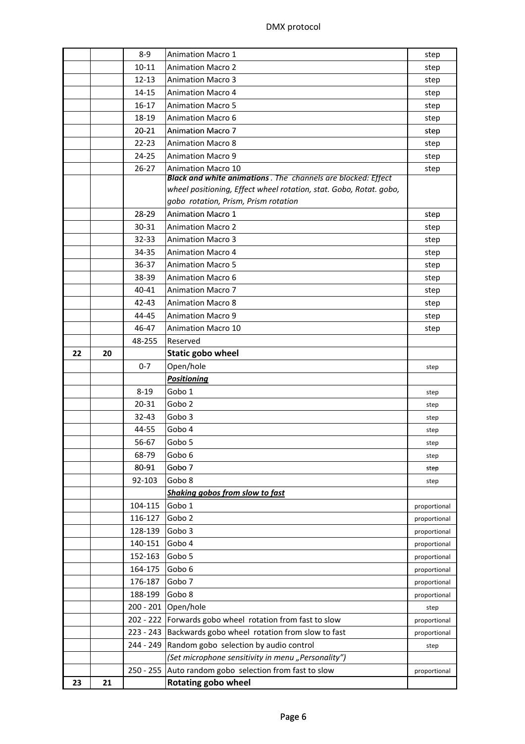| | | | | |
|---|---|---|---|---|
| | | 8-9 | Animation Macro 1 | step |
| | | 10-11 | Animation Macro 2 | step |
| | | 12-13 | Animation Macro 3 | step |
| | | 14-15 | Animation Macro 4 | step |
| | | 16-17 | Animation Macro 5 | step |
| | | 18-19 | Animation Macro 6 | step |
| | | 20-21 | Animation Macro 7 | step |
| | | 22-23 | Animation Macro 8 | step |
| | | 24-25 | Animation Macro 9 | step |
| | | 26-27 | Animation Macro 10 | step |
| | | | ***Black and white animations**. The channels are blocked: Effect wheel positioning, Effect wheel rotation, stat. Gobo, Rotat. gobo, gobo rotation, Prism, Prism rotation* | |
| | | 28-29 | Animation Macro 1 | step |
| | | 30-31 | Animation Macro 2 | step |
| | | 32-33 | Animation Macro 3 | step |
| | | 34-35 | Animation Macro 4 | step |
| | | 36-37 | Animation Macro 5 | step |
| | | 38-39 | Animation Macro 6 | step |
| | | 40-41 | Animation Macro 7 | step |
| | | 42-43 | Animation Macro 8 | step |
| | | 44-45 | Animation Macro 9 | step |
| | | 46-47 | Animation Macro 10 | step |
| | | 48-255 | Reserved | |
| **22** | **20** | | **Static gobo wheel** | |
| | | 0-7 | Open/hole | step |
| | | | ***Positioning*** | |
| | | 8-19 | Gobo 1 | step |
| | | 20-31 | Gobo 2 | step |
| | | 32-43 | Gobo 3 | step |
| | | 44-55 | Gobo 4 | step |
| | | 56-67 | Gobo 5 | step |
| | | 68-79 | Gobo 6 | step |
| | | 80-91 | Gobo 7 | step |
| | | 92-103 | Gobo 8 | step |
| | | | ***Shaking gobos from slow to fast*** | |
| | | 104-115 | Gobo 1 | proportional |
| | | 116-127 | Gobo 2 | proportional |
| | | 128-139 | Gobo 3 | proportional |
| | | 140-151 | Gobo 4 | proportional |
| | | 152-163 | Gobo 5 | proportional |
| | | 164-175 | Gobo 6 | proportional |
| | | 176-187 | Gobo 7 | proportional |
| | | 188-199 | Gobo 8 | proportional |
| | | 200 - 201 | Open/hole | step |
| | | 202 - 222 | Forwards gobo wheel rotation from fast to slow | proportional |
| | | 223 - 243 | Backwards gobo wheel rotation from slow to fast | proportional |
| | | 244 - 249 | Random gobo selection by audio control | step |
| | | | *(Set microphone sensitivity in menu „Personality")* | |
| | | 250 - 255 | Auto random gobo selection from fast to slow | proportional |
| **23** | **21** | | **Rotating gobo wheel** | |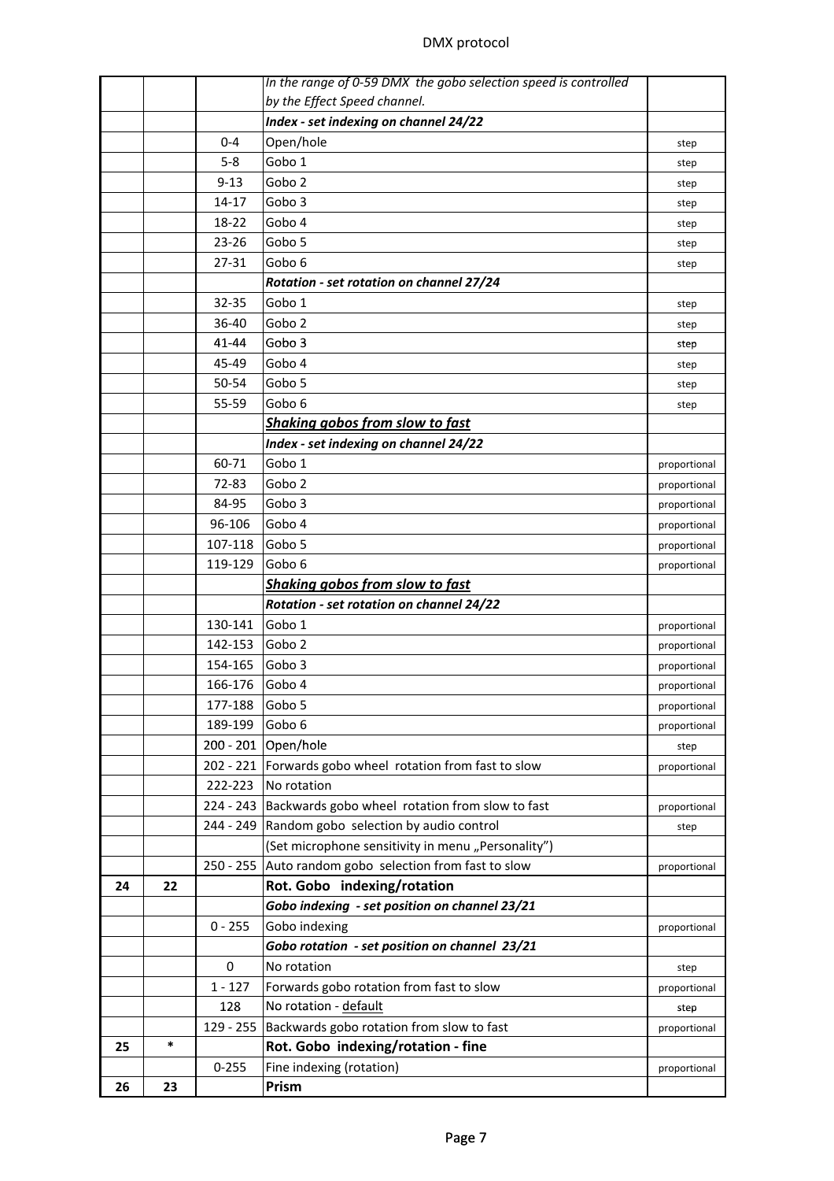| | | | In the range of 0-59 DMX the gobo selection speed is controlled by the Effect Speed channel. | |
|---|---|---|---|---|
| | | | ***Index - set indexing on channel 24/22*** | |
| | | 0-4 | Open/hole | step |
| | | 5-8 | Gobo 1 | step |
| | | 9-13 | Gobo 2 | step |
| | | 14-17 | Gobo 3 | step |
| | | 18-22 | Gobo 4 | step |
| | | 23-26 | Gobo 5 | step |
| | | 27-31 | Gobo 6 | step |
| | | | ***Rotation - set rotation on channel 27/24*** | |
| | | 32-35 | Gobo 1 | step |
| | | 36-40 | Gobo 2 | step |
| | | 41-44 | Gobo 3 | step |
| | | 45-49 | Gobo 4 | step |
| | | 50-54 | Gobo 5 | step |
| | | 55-59 | Gobo 6 | step |
| | | | ***Shaking gobos from slow to fast*** | |
| | | | ***Index - set indexing on channel 24/22*** | |
| | | 60-71 | Gobo 1 | proportional |
| | | 72-83 | Gobo 2 | proportional |
| | | 84-95 | Gobo 3 | proportional |
| | | 96-106 | Gobo 4 | proportional |
| | | 107-118 | Gobo 5 | proportional |
| | | 119-129 | Gobo 6 | proportional |
| | | | ***Shaking gobos from slow to fast*** | |
| | | | ***Rotation - set rotation on channel 24/22*** | |
| | | 130-141 | Gobo 1 | proportional |
| | | 142-153 | Gobo 2 | proportional |
| | | 154-165 | Gobo 3 | proportional |
| | | 166-176 | Gobo 4 | proportional |
| | | 177-188 | Gobo 5 | proportional |
| | | 189-199 | Gobo 6 | proportional |
| | | 200 - 201 | Open/hole | step |
| | | 202 - 221 | Forwards gobo wheel rotation from fast to slow | proportional |
| | | 222-223 | No rotation | |
| | | 224 - 243 | Backwards gobo wheel rotation from slow to fast | proportional |
| | | 244 - 249 | Random gobo selection by audio control | step |
| | | | (Set microphone sensitivity in menu „Personality") | |
| | | 250 - 255 | Auto random gobo selection from fast to slow | proportional |
| **24** | **22** | | **Rot. Gobo indexing/rotation** | |
| | | | ***Gobo indexing - set position on channel 23/21*** | |
| | | 0 - 255 | Gobo indexing | proportional |
| | | | ***Gobo rotation - set position on channel 23/21*** | |
| | | 0 | No rotation | step |
| | | 1 - 127 | Forwards gobo rotation from fast to slow | proportional |
| | | 128 | No rotation - default | step |
| | | 129 - 255 | Backwards gobo rotation from slow to fast | proportional |
| **25** | * | | **Rot. Gobo indexing/rotation - fine** | |
| | | 0-255 | Fine indexing (rotation) | proportional |
| **26** | **23** | | **Prism** | |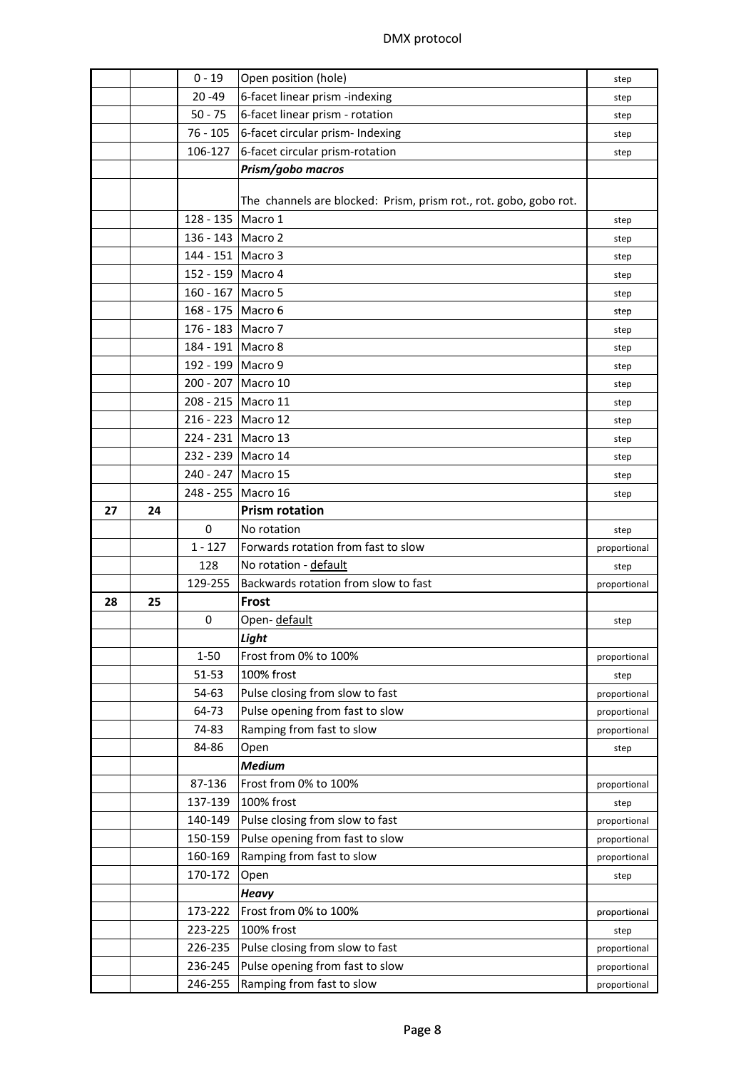# DMX protocol

| | | | | |
|---|---|---|---|---|
| | | 0 - 19 | Open position (hole) | step |
| | | 20 -49 | 6-facet linear prism -indexing | step |
| | | 50 - 75 | 6-facet linear prism - rotation | step |
| | | 76 - 105 | 6-facet circular prism- Indexing | step |
| | | 106-127 | 6-facet circular prism-rotation | step |
| | | | ***Prism/gobo macros*** | |
| | | | The channels are blocked: Prism, prism rot., rot. gobo, gobo rot. | |
| | | 128 - 135 | Macro 1 | step |
| | | 136 - 143 | Macro 2 | step |
| | | 144 - 151 | Macro 3 | step |
| | | 152 - 159 | Macro 4 | step |
| | | 160 - 167 | Macro 5 | step |
| | | 168 - 175 | Macro 6 | step |
| | | 176 - 183 | Macro 7 | step |
| | | 184 - 191 | Macro 8 | step |
| | | 192 - 199 | Macro 9 | step |
| | | 200 - 207 | Macro 10 | step |
| | | 208 - 215 | Macro 11 | step |
| | | 216 - 223 | Macro 12 | step |
| | | 224 - 231 | Macro 13 | step |
| | | 232 - 239 | Macro 14 | step |
| | | 240 - 247 | Macro 15 | step |
| | | 248 - 255 | Macro 16 | step |
| **27** | **24** | | **Prism rotation** | |
| | | 0 | No rotation | step |
| | | 1 - 127 | Forwards rotation from fast to slow | proportional |
| | | 128 | No rotation - default | step |
| | | 129-255 | Backwards rotation from slow to fast | proportional |
| **28** | **25** | | **Frost** | |
| | | 0 | Open- default | step |
| | | | ***Light*** | |
| | | 1-50 | Frost from 0% to 100% | proportional |
| | | 51-53 | 100% frost | step |
| | | 54-63 | Pulse closing from slow to fast | proportional |
| | | 64-73 | Pulse opening from fast to slow | proportional |
| | | 74-83 | Ramping from fast to slow | proportional |
| | | 84-86 | Open | step |
| | | | ***Medium*** | |
| | | 87-136 | Frost from 0% to 100% | proportional |
| | | 137-139 | 100% frost | step |
| | | 140-149 | Pulse closing from slow to fast | proportional |
| | | 150-159 | Pulse opening from fast to slow | proportional |
| | | 160-169 | Ramping from fast to slow | proportional |
| | | 170-172 | Open | step |
| | | | ***Heavy*** | |
| | | 173-222 | Frost from 0% to 100% | proportional |
| | | 223-225 | 100% frost | step |
| | | 226-235 | Pulse closing from slow to fast | proportional |
| | | 236-245 | Pulse opening from fast to slow | proportional |
| | | 246-255 | Ramping from fast to slow | proportional |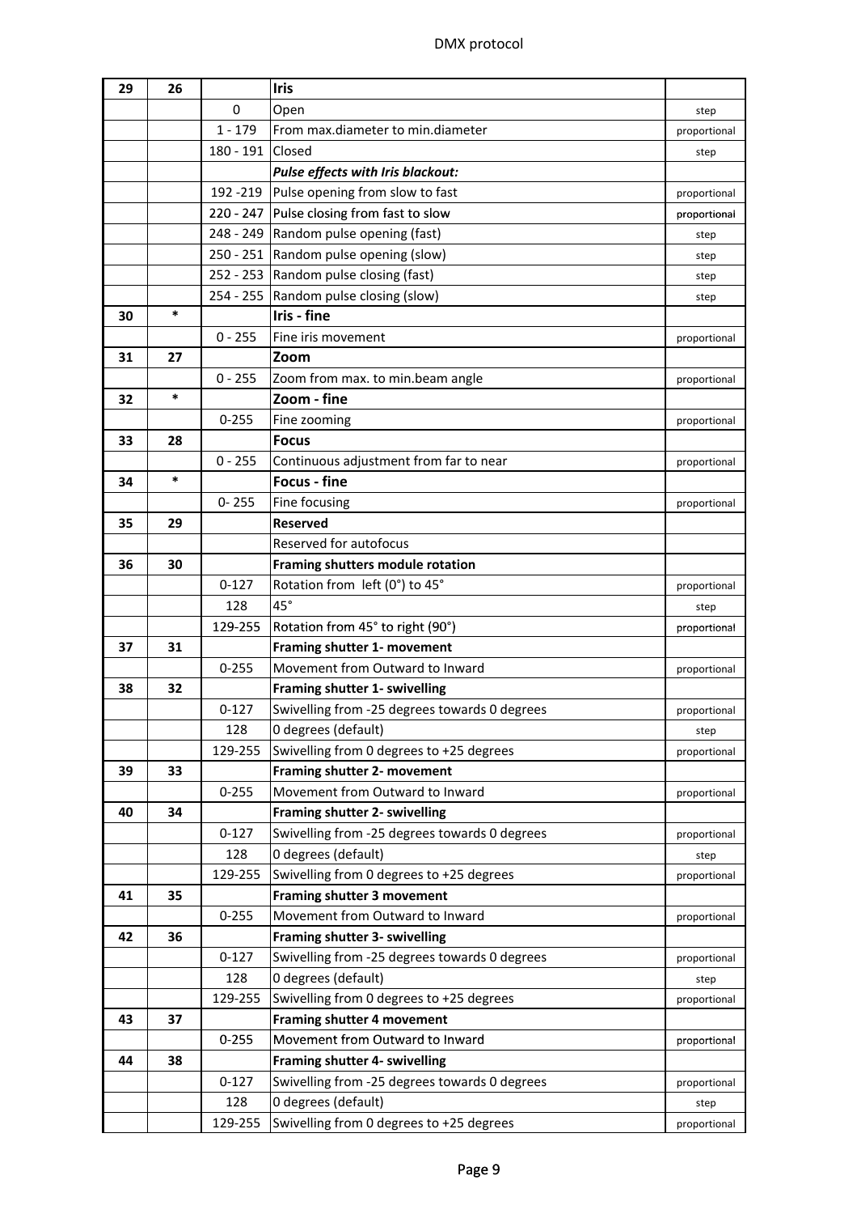DMX protocol

| | | | | |
|---|---|---|---|---|
| 29 | 26 | | **Iris** | |
| | | 0 | Open | step |
| | | 1 - 179 | From max.diameter to min.diameter | proportional |
| | | 180 - 191 | Closed | step |
| | | | ***Pulse effects with Iris blackout:*** | |
| | | 192 -219 | Pulse opening from slow to fast | proportional |
| | | 220 - 247 | Pulse closing from fast to slow | proportional |
| | | 248 - 249 | Random pulse opening (fast) | step |
| | | 250 - 251 | Random pulse opening (slow) | step |
| | | 252 - 253 | Random pulse closing (fast) | step |
| | | 254 - 255 | Random pulse closing (slow) | step |
| 30 | * | | **Iris - fine** | |
| | | 0 - 255 | Fine iris movement | proportional |
| 31 | 27 | | **Zoom** | |
| | | 0 - 255 | Zoom from max. to min.beam angle | proportional |
| 32 | * | | **Zoom - fine** | |
| | | 0-255 | Fine zooming | proportional |
| 33 | 28 | | **Focus** | |
| | | 0 - 255 | Continuous adjustment from far to near | proportional |
| 34 | * | | **Focus - fine** | |
| | | 0- 255 | Fine focusing | proportional |
| 35 | 29 | | **Reserved** | |
| | | | Reserved for autofocus | |
| 36 | 30 | | **Framing shutters module rotation** | |
| | | 0-127 | Rotation from left (0°) to 45° | proportional |
| | | 128 | 45° | step |
| | | 129-255 | Rotation from 45° to right (90°) | proportional |
| 37 | 31 | | **Framing shutter 1- movement** | |
| | | 0-255 | Movement from Outward to Inward | proportional |
| 38 | 32 | | **Framing shutter 1- swivelling** | |
| | | 0-127 | Swivelling from -25 degrees towards 0 degrees | proportional |
| | | 128 | 0 degrees (default) | step |
| | | 129-255 | Swivelling from 0 degrees to +25 degrees | proportional |
| 39 | 33 | | **Framing shutter 2- movement** | |
| | | 0-255 | Movement from Outward to Inward | proportional |
| 40 | 34 | | **Framing shutter 2- swivelling** | |
| | | 0-127 | Swivelling from -25 degrees towards 0 degrees | proportional |
| | | 128 | 0 degrees (default) | step |
| | | 129-255 | Swivelling from 0 degrees to +25 degrees | proportional |
| 41 | 35 | | **Framing shutter 3 movement** | |
| | | 0-255 | Movement from Outward to Inward | proportional |
| 42 | 36 | | **Framing shutter 3- swivelling** | |
| | | 0-127 | Swivelling from -25 degrees towards 0 degrees | proportional |
| | | 128 | 0 degrees (default) | step |
| | | 129-255 | Swivelling from 0 degrees to +25 degrees | proportional |
| 43 | 37 | | **Framing shutter 4 movement** | |
| | | 0-255 | Movement from Outward to Inward | proportional |
| 44 | 38 | | **Framing shutter 4- swivelling** | |
| | | 0-127 | Swivelling from -25 degrees towards 0 degrees | proportional |
| | | 128 | 0 degrees (default) | step |
| | | 129-255 | Swivelling from 0 degrees to +25 degrees | proportional |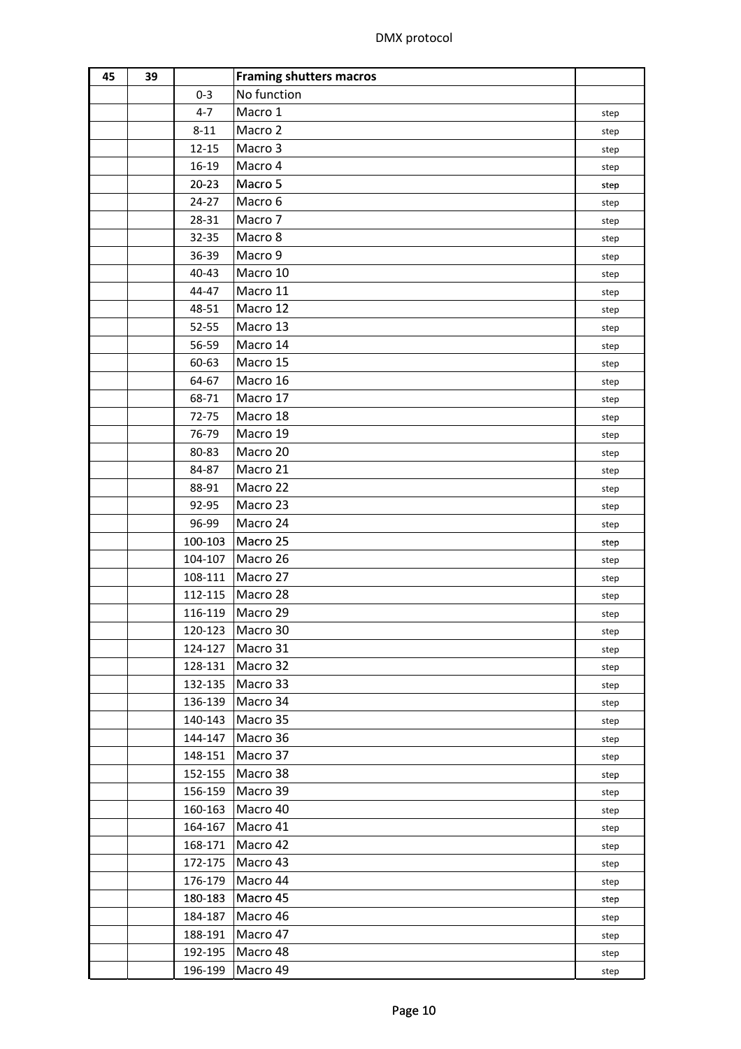| 45 | 39 | | Framing shutters macros | |
|---|---|---|---|---|
| | | 0-3 | No function | |
| | | 4-7 | Macro 1 | step |
| | | 8-11 | Macro 2 | step |
| | | 12-15 | Macro 3 | step |
| | | 16-19 | Macro 4 | step |
| | | 20-23 | Macro 5 | step |
| | | 24-27 | Macro 6 | step |
| | | 28-31 | Macro 7 | step |
| | | 32-35 | Macro 8 | step |
| | | 36-39 | Macro 9 | step |
| | | 40-43 | Macro 10 | step |
| | | 44-47 | Macro 11 | step |
| | | 48-51 | Macro 12 | step |
| | | 52-55 | Macro 13 | step |
| | | 56-59 | Macro 14 | step |
| | | 60-63 | Macro 15 | step |
| | | 64-67 | Macro 16 | step |
| | | 68-71 | Macro 17 | step |
| | | 72-75 | Macro 18 | step |
| | | 76-79 | Macro 19 | step |
| | | 80-83 | Macro 20 | step |
| | | 84-87 | Macro 21 | step |
| | | 88-91 | Macro 22 | step |
| | | 92-95 | Macro 23 | step |
| | | 96-99 | Macro 24 | step |
| | | 100-103 | Macro 25 | step |
| | | 104-107 | Macro 26 | step |
| | | 108-111 | Macro 27 | step |
| | | 112-115 | Macro 28 | step |
| | | 116-119 | Macro 29 | step |
| | | 120-123 | Macro 30 | step |
| | | 124-127 | Macro 31 | step |
| | | 128-131 | Macro 32 | step |
| | | 132-135 | Macro 33 | step |
| | | 136-139 | Macro 34 | step |
| | | 140-143 | Macro 35 | step |
| | | 144-147 | Macro 36 | step |
| | | 148-151 | Macro 37 | step |
| | | 152-155 | Macro 38 | step |
| | | 156-159 | Macro 39 | step |
| | | 160-163 | Macro 40 | step |
| | | 164-167 | Macro 41 | step |
| | | 168-171 | Macro 42 | step |
| | | 172-175 | Macro 43 | step |
| | | 176-179 | Macro 44 | step |
| | | 180-183 | Macro 45 | step |
| | | 184-187 | Macro 46 | step |
| | | 188-191 | Macro 47 | step |
| | | 192-195 | Macro 48 | step |
| | | 196-199 | Macro 49 | step |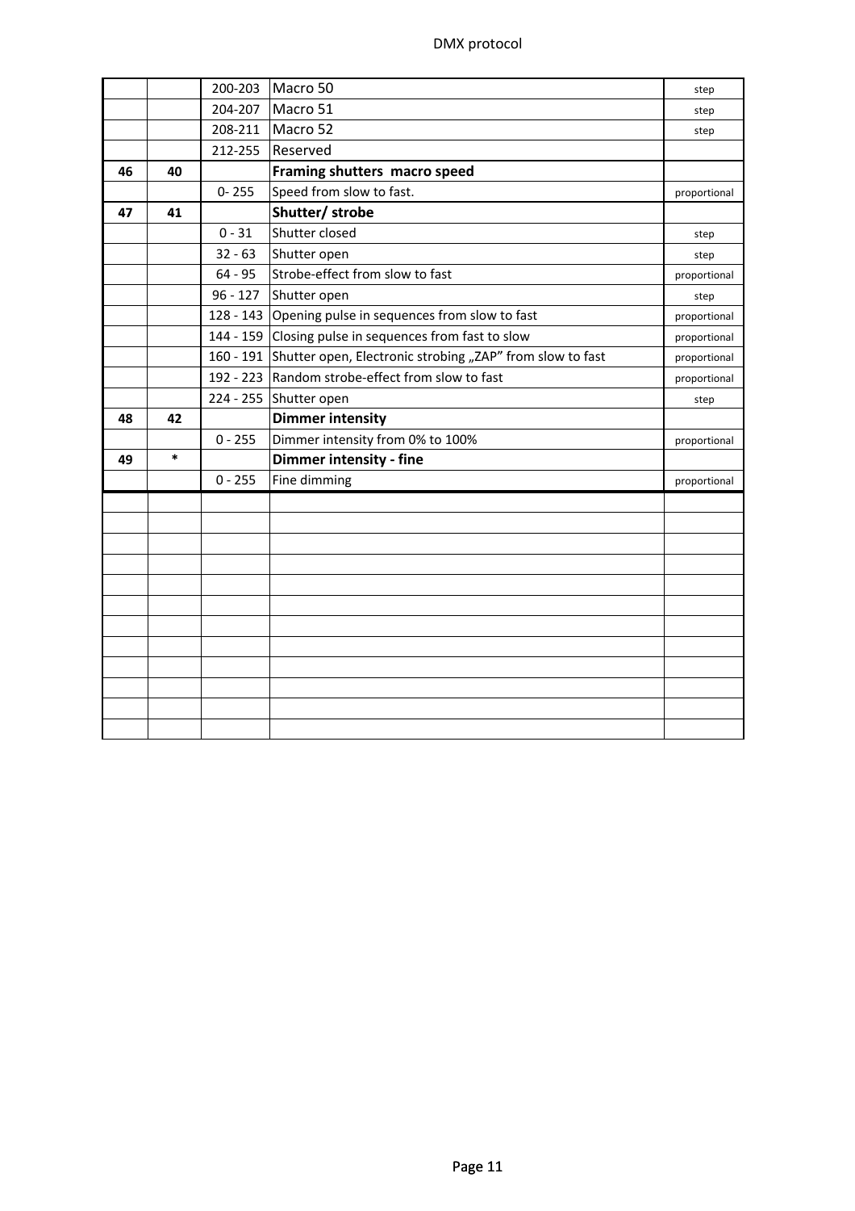| | | | | |
|---|---|---|---|---|
| | | 200-203 | Macro 50 | step |
| | | 204-207 | Macro 51 | step |
| | | 208-211 | Macro 52 | step |
| | | 212-255 | Reserved | |
| **46** | **40** | | **Framing shutters macro speed** | |
| | | 0- 255 | Speed from slow to fast. | proportional |
| **47** | **41** | | **Shutter/ strobe** | |
| | | 0 - 31 | Shutter closed | step |
| | | 32 - 63 | Shutter open | step |
| | | 64 - 95 | Strobe-effect from slow to fast | proportional |
| | | 96 - 127 | Shutter open | step |
| | | 128 - 143 | Opening pulse in sequences from slow to fast | proportional |
| | | 144 - 159 | Closing pulse in sequences from fast to slow | proportional |
| | | 160 - 191 | Shutter open, Electronic strobing „ZAP" from slow to fast | proportional |
| | | 192 - 223 | Random strobe-effect from slow to fast | proportional |
| | | 224 - 255 | Shutter open | step |
| **48** | **42** | | **Dimmer intensity** | |
| | | 0 - 255 | Dimmer intensity from 0% to 100% | proportional |
| **49** | * | | **Dimmer intensity - fine** | |
| | | 0 - 255 | Fine dimming | proportional |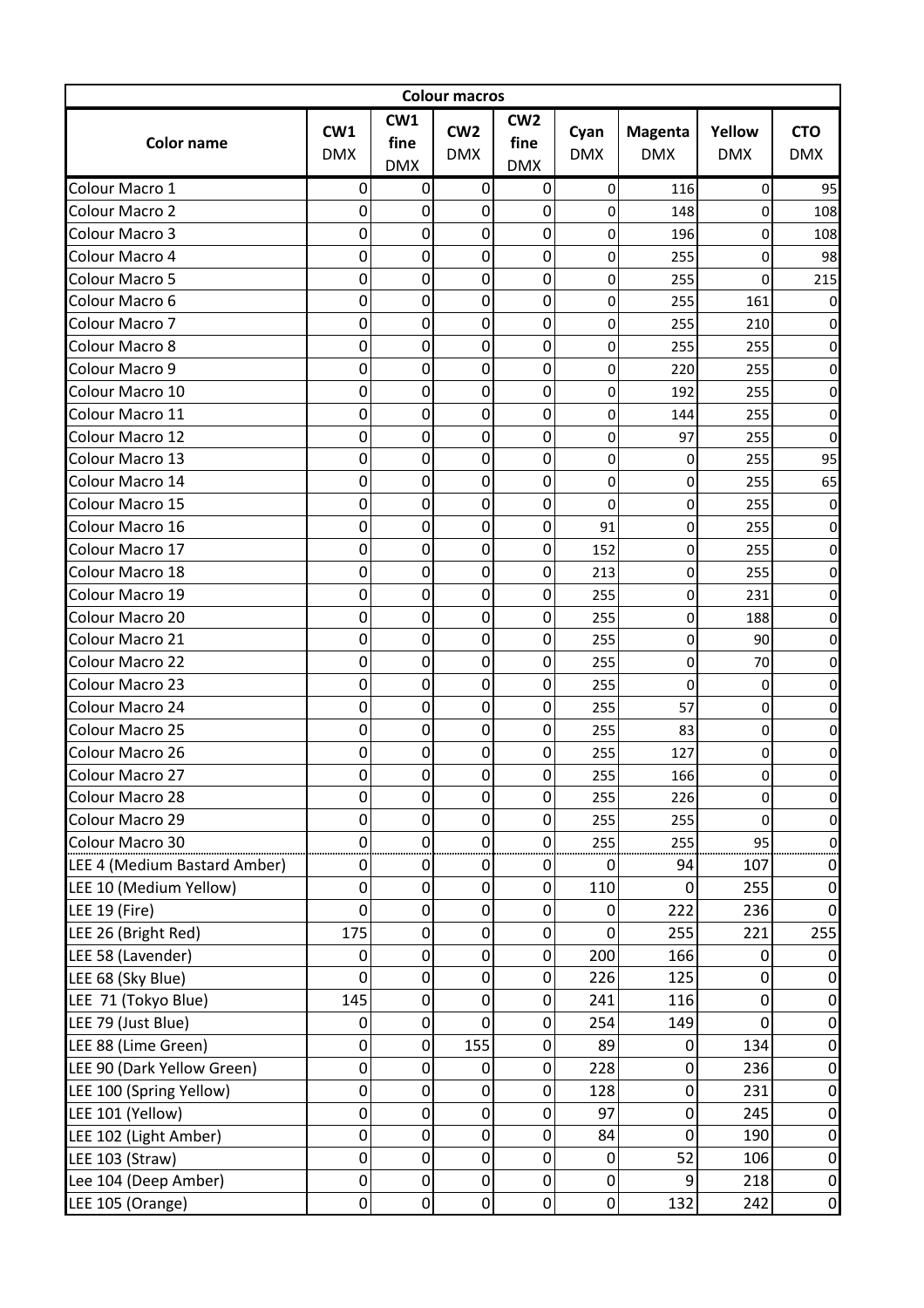| Colour macros | | | | | | | | |
|---|---|---|---|---|---|---|---|---|
| **Color name** | **CW1 DMX** | **CW1 fine DMX** | **CW2 DMX** | **CW2 fine DMX** | **Cyan DMX** | **Magenta DMX** | **Yellow DMX** | **CTO DMX** |
| Colour Macro 1 | 0 | 0 | 0 | 0 | 0 | 116 | 0 | 95 |
| Colour Macro 2 | 0 | 0 | 0 | 0 | 0 | 148 | 0 | 108 |
| Colour Macro 3 | 0 | 0 | 0 | 0 | 0 | 196 | 0 | 108 |
| Colour Macro 4 | 0 | 0 | 0 | 0 | 0 | 255 | 0 | 98 |
| Colour Macro 5 | 0 | 0 | 0 | 0 | 0 | 255 | 0 | 215 |
| Colour Macro 6 | 0 | 0 | 0 | 0 | 0 | 255 | 161 | 0 |
| Colour Macro 7 | 0 | 0 | 0 | 0 | 0 | 255 | 210 | 0 |
| Colour Macro 8 | 0 | 0 | 0 | 0 | 0 | 255 | 255 | 0 |
| Colour Macro 9 | 0 | 0 | 0 | 0 | 0 | 220 | 255 | 0 |
| Colour Macro 10 | 0 | 0 | 0 | 0 | 0 | 192 | 255 | 0 |
| Colour Macro 11 | 0 | 0 | 0 | 0 | 0 | 144 | 255 | 0 |
| Colour Macro 12 | 0 | 0 | 0 | 0 | 0 | 97 | 255 | 0 |
| Colour Macro 13 | 0 | 0 | 0 | 0 | 0 | 0 | 255 | 95 |
| Colour Macro 14 | 0 | 0 | 0 | 0 | 0 | 0 | 255 | 65 |
| Colour Macro 15 | 0 | 0 | 0 | 0 | 0 | 0 | 255 | 0 |
| Colour Macro 16 | 0 | 0 | 0 | 0 | 91 | 0 | 255 | 0 |
| Colour Macro 17 | 0 | 0 | 0 | 0 | 152 | 0 | 255 | 0 |
| Colour Macro 18 | 0 | 0 | 0 | 0 | 213 | 0 | 255 | 0 |
| Colour Macro 19 | 0 | 0 | 0 | 0 | 255 | 0 | 231 | 0 |
| Colour Macro 20 | 0 | 0 | 0 | 0 | 255 | 0 | 188 | 0 |
| Colour Macro 21 | 0 | 0 | 0 | 0 | 255 | 0 | 90 | 0 |
| Colour Macro 22 | 0 | 0 | 0 | 0 | 255 | 0 | 70 | 0 |
| Colour Macro 23 | 0 | 0 | 0 | 0 | 255 | 0 | 0 | 0 |
| Colour Macro 24 | 0 | 0 | 0 | 0 | 255 | 57 | 0 | 0 |
| Colour Macro 25 | 0 | 0 | 0 | 0 | 255 | 83 | 0 | 0 |
| Colour Macro 26 | 0 | 0 | 0 | 0 | 255 | 127 | 0 | 0 |
| Colour Macro 27 | 0 | 0 | 0 | 0 | 255 | 166 | 0 | 0 |
| Colour Macro 28 | 0 | 0 | 0 | 0 | 255 | 226 | 0 | 0 |
| Colour Macro 29 | 0 | 0 | 0 | 0 | 255 | 255 | 0 | 0 |
| Colour Macro 30 | 0 | 0 | 0 | 0 | 255 | 255 | 95 | 0 |
| LEE 4 (Medium Bastard Amber) | 0 | 0 | 0 | 0 | 0 | 94 | 107 | 0 |
| LEE 10 (Medium Yellow) | 0 | 0 | 0 | 0 | 110 | 0 | 255 | 0 |
| LEE 19 (Fire) | 0 | 0 | 0 | 0 | 0 | 222 | 236 | 0 |
| LEE 26 (Bright Red) | 175 | 0 | 0 | 0 | 0 | 255 | 221 | 255 |
| LEE 58 (Lavender) | 0 | 0 | 0 | 0 | 200 | 166 | 0 | 0 |
| LEE 68 (Sky Blue) | 0 | 0 | 0 | 0 | 226 | 125 | 0 | 0 |
| LEE 71 (Tokyo Blue) | 145 | 0 | 0 | 0 | 241 | 116 | 0 | 0 |
| LEE 79 (Just Blue) | 0 | 0 | 0 | 0 | 254 | 149 | 0 | 0 |
| LEE 88 (Lime Green) | 0 | 0 | 155 | 0 | 89 | 0 | 134 | 0 |
| LEE 90 (Dark Yellow Green) | 0 | 0 | 0 | 0 | 228 | 0 | 236 | 0 |
| LEE 100 (Spring Yellow) | 0 | 0 | 0 | 0 | 128 | 0 | 231 | 0 |
| LEE 101 (Yellow) | 0 | 0 | 0 | 0 | 97 | 0 | 245 | 0 |
| LEE 102 (Light Amber) | 0 | 0 | 0 | 0 | 84 | 0 | 190 | 0 |
| LEE 103 (Straw) | 0 | 0 | 0 | 0 | 0 | 52 | 106 | 0 |
| Lee 104 (Deep Amber) | 0 | 0 | 0 | 0 | 0 | 9 | 218 | 0 |
| LEE 105 (Orange) | 0 | 0 | 0 | 0 | 0 | 132 | 242 | 0 |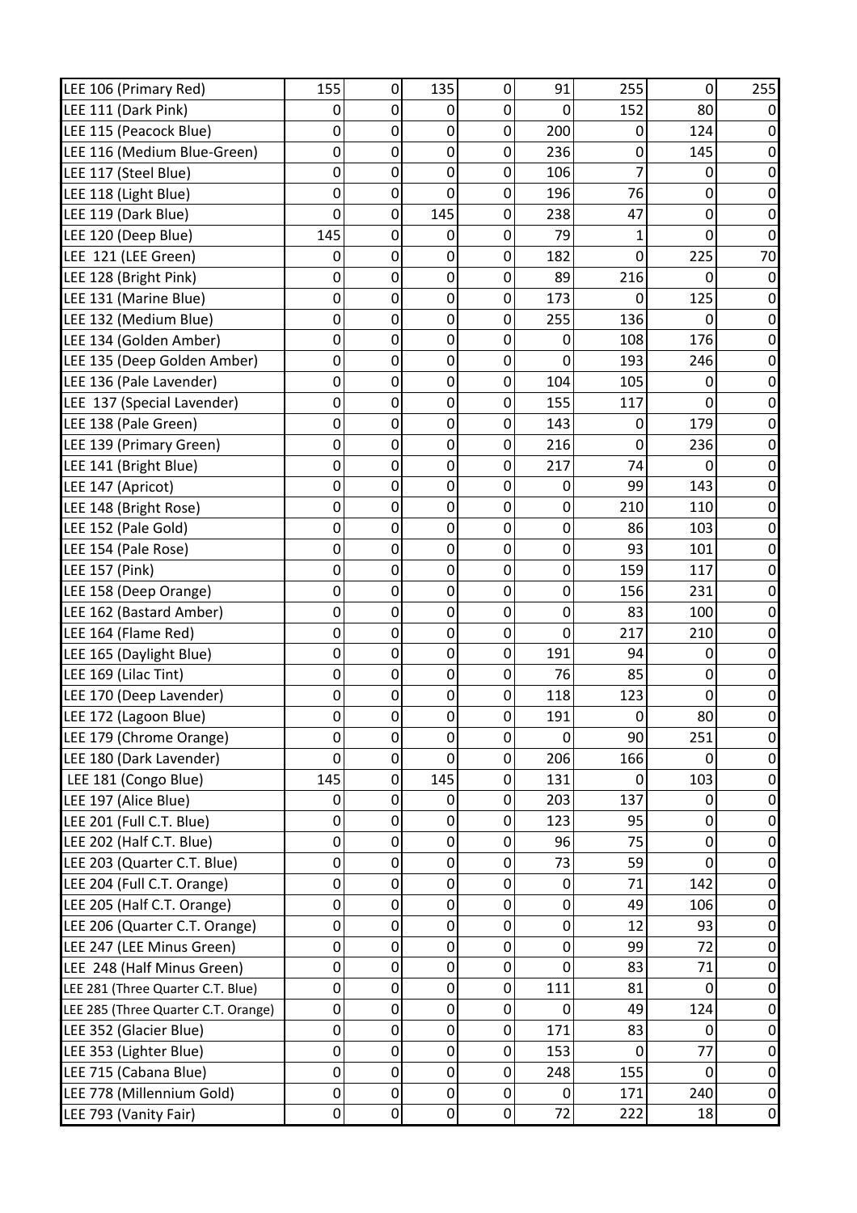| | | | | | | | | |
|---|---|---|---|---|---|---|---|---|
| LEE 106 (Primary Red) | 155 | 0 | 135 | 0 | 91 | 255 | 0 | 255 |
| LEE 111 (Dark Pink) | 0 | 0 | 0 | 0 | 0 | 152 | 80 | 0 |
| LEE 115 (Peacock Blue) | 0 | 0 | 0 | 0 | 200 | 0 | 124 | 0 |
| LEE 116 (Medium Blue-Green) | 0 | 0 | 0 | 0 | 236 | 0 | 145 | 0 |
| LEE 117 (Steel Blue) | 0 | 0 | 0 | 0 | 106 | 7 | 0 | 0 |
| LEE 118 (Light Blue) | 0 | 0 | 0 | 0 | 196 | 76 | 0 | 0 |
| LEE 119 (Dark Blue) | 0 | 0 | 145 | 0 | 238 | 47 | 0 | 0 |
| LEE 120 (Deep Blue) | 145 | 0 | 0 | 0 | 79 | 1 | 0 | 0 |
| LEE 121 (LEE Green) | 0 | 0 | 0 | 0 | 182 | 0 | 225 | 70 |
| LEE 128 (Bright Pink) | 0 | 0 | 0 | 0 | 89 | 216 | 0 | 0 |
| LEE 131 (Marine Blue) | 0 | 0 | 0 | 0 | 173 | 0 | 125 | 0 |
| LEE 132 (Medium Blue) | 0 | 0 | 0 | 0 | 255 | 136 | 0 | 0 |
| LEE 134 (Golden Amber) | 0 | 0 | 0 | 0 | 0 | 108 | 176 | 0 |
| LEE 135 (Deep Golden Amber) | 0 | 0 | 0 | 0 | 0 | 193 | 246 | 0 |
| LEE 136 (Pale Lavender) | 0 | 0 | 0 | 0 | 104 | 105 | 0 | 0 |
| LEE 137 (Special Lavender) | 0 | 0 | 0 | 0 | 155 | 117 | 0 | 0 |
| LEE 138 (Pale Green) | 0 | 0 | 0 | 0 | 143 | 0 | 179 | 0 |
| LEE 139 (Primary Green) | 0 | 0 | 0 | 0 | 216 | 0 | 236 | 0 |
| LEE 141 (Bright Blue) | 0 | 0 | 0 | 0 | 217 | 74 | 0 | 0 |
| LEE 147 (Apricot) | 0 | 0 | 0 | 0 | 0 | 99 | 143 | 0 |
| LEE 148 (Bright Rose) | 0 | 0 | 0 | 0 | 0 | 210 | 110 | 0 |
| LEE 152 (Pale Gold) | 0 | 0 | 0 | 0 | 0 | 86 | 103 | 0 |
| LEE 154 (Pale Rose) | 0 | 0 | 0 | 0 | 0 | 93 | 101 | 0 |
| LEE 157 (Pink) | 0 | 0 | 0 | 0 | 0 | 159 | 117 | 0 |
| LEE 158 (Deep Orange) | 0 | 0 | 0 | 0 | 0 | 156 | 231 | 0 |
| LEE 162 (Bastard Amber) | 0 | 0 | 0 | 0 | 0 | 83 | 100 | 0 |
| LEE 164 (Flame Red) | 0 | 0 | 0 | 0 | 0 | 217 | 210 | 0 |
| LEE 165 (Daylight Blue) | 0 | 0 | 0 | 0 | 191 | 94 | 0 | 0 |
| LEE 169 (Lilac Tint) | 0 | 0 | 0 | 0 | 76 | 85 | 0 | 0 |
| LEE 170 (Deep Lavender) | 0 | 0 | 0 | 0 | 118 | 123 | 0 | 0 |
| LEE 172 (Lagoon Blue) | 0 | 0 | 0 | 0 | 191 | 0 | 80 | 0 |
| LEE 179 (Chrome Orange) | 0 | 0 | 0 | 0 | 0 | 90 | 251 | 0 |
| LEE 180 (Dark Lavender) | 0 | 0 | 0 | 0 | 206 | 166 | 0 | 0 |
| LEE 181 (Congo Blue) | 145 | 0 | 145 | 0 | 131 | 0 | 103 | 0 |
| LEE 197 (Alice Blue) | 0 | 0 | 0 | 0 | 203 | 137 | 0 | 0 |
| LEE 201 (Full C.T. Blue) | 0 | 0 | 0 | 0 | 123 | 95 | 0 | 0 |
| LEE 202 (Half C.T. Blue) | 0 | 0 | 0 | 0 | 96 | 75 | 0 | 0 |
| LEE 203 (Quarter C.T. Blue) | 0 | 0 | 0 | 0 | 73 | 59 | 0 | 0 |
| LEE 204 (Full C.T. Orange) | 0 | 0 | 0 | 0 | 0 | 71 | 142 | 0 |
| LEE 205 (Half C.T. Orange) | 0 | 0 | 0 | 0 | 0 | 49 | 106 | 0 |
| LEE 206 (Quarter C.T. Orange) | 0 | 0 | 0 | 0 | 0 | 12 | 93 | 0 |
| LEE 247 (LEE Minus Green) | 0 | 0 | 0 | 0 | 0 | 99 | 72 | 0 |
| LEE 248 (Half Minus Green) | 0 | 0 | 0 | 0 | 0 | 83 | 71 | 0 |
| LEE 281 (Three Quarter C.T. Blue) | 0 | 0 | 0 | 0 | 111 | 81 | 0 | 0 |
| LEE 285 (Three Quarter C.T. Orange) | 0 | 0 | 0 | 0 | 0 | 49 | 124 | 0 |
| LEE 352 (Glacier Blue) | 0 | 0 | 0 | 0 | 171 | 83 | 0 | 0 |
| LEE 353 (Lighter Blue) | 0 | 0 | 0 | 0 | 153 | 0 | 77 | 0 |
| LEE 715 (Cabana Blue) | 0 | 0 | 0 | 0 | 248 | 155 | 0 | 0 |
| LEE 778 (Millennium Gold) | 0 | 0 | 0 | 0 | 0 | 171 | 240 | 0 |
| LEE 793 (Vanity Fair) | 0 | 0 | 0 | 0 | 72 | 222 | 18 | 0 |